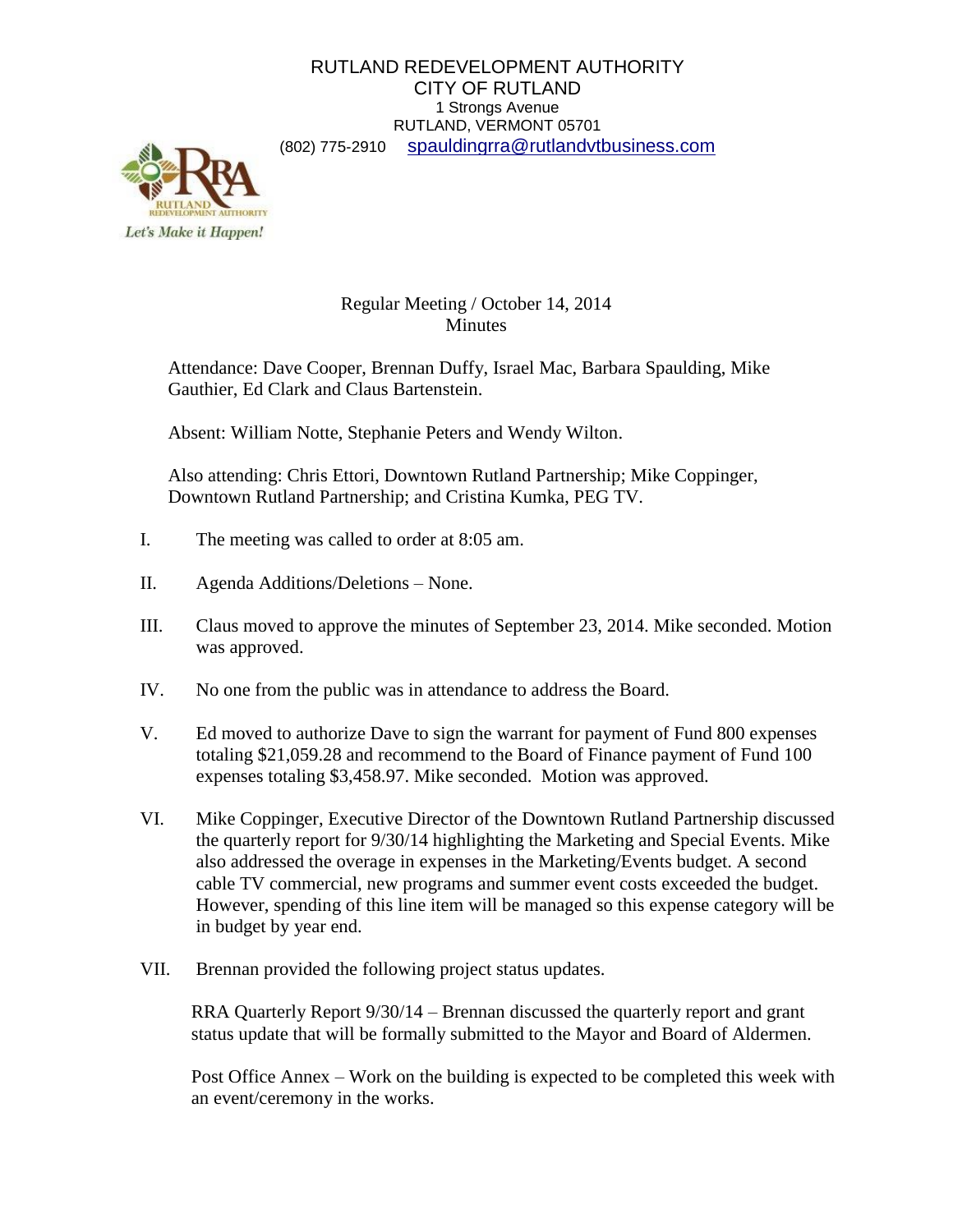RUTLAND REDEVELOPMENT AUTHORITY
CITY OF RUTLAND
1 Strongs Avenue
RUTLAND, VERMONT 05701
(802) 775-2910 spauldingrra@rutlandvtbusiness.com

*Let's Make it Happen!*

Regular Meeting / October 14, 2014
Minutes

Attendance: Dave Cooper, Brennan Duffy, Israel Mac, Barbara Spaulding, Mike Gauthier, Ed Clark and Claus Bartenstein.

Absent: William Notte, Stephanie Peters and Wendy Wilton.

Also attending: Chris Ettori, Downtown Rutland Partnership; Mike Coppinger, Downtown Rutland Partnership; and Cristina Kumka, PEG TV.

I. The meeting was called to order at 8:05 am.

II. Agenda Additions/Deletions – None.

III. Claus moved to approve the minutes of September 23, 2014. Mike seconded. Motion was approved.

IV. No one from the public was in attendance to address the Board.

V. Ed moved to authorize Dave to sign the warrant for payment of Fund 800 expenses totaling $21,059.28 and recommend to the Board of Finance payment of Fund 100 expenses totaling $3,458.97. Mike seconded. Motion was approved.

VI. Mike Coppinger, Executive Director of the Downtown Rutland Partnership discussed the quarterly report for 9/30/14 highlighting the Marketing and Special Events. Mike also addressed the overage in expenses in the Marketing/Events budget. A second cable TV commercial, new programs and summer event costs exceeded the budget. However, spending of this line item will be managed so this expense category will be in budget by year end.

VII. Brennan provided the following project status updates.

RRA Quarterly Report 9/30/14 – Brennan discussed the quarterly report and grant status update that will be formally submitted to the Mayor and Board of Aldermen.

Post Office Annex – Work on the building is expected to be completed this week with an event/ceremony in the works.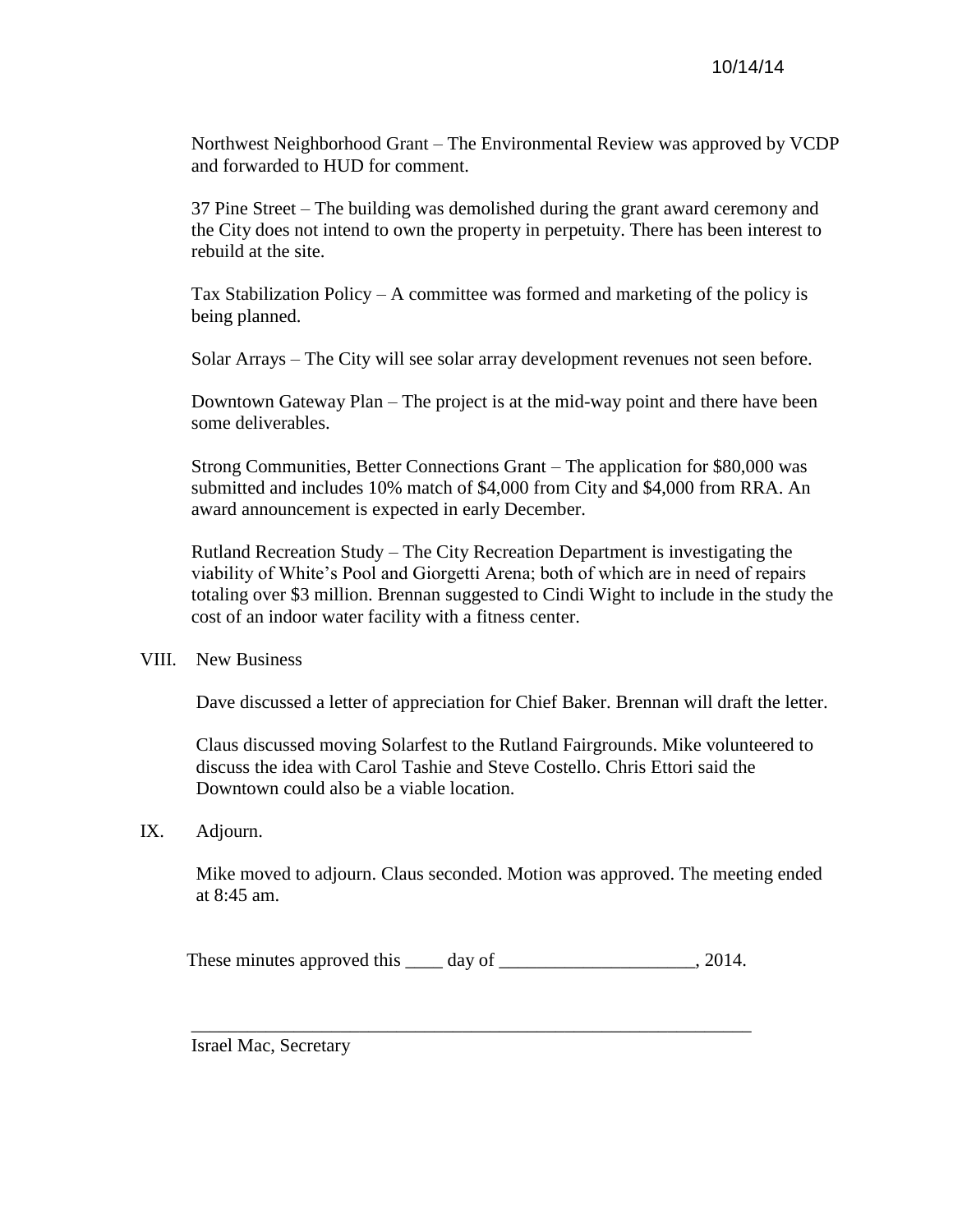Northwest Neighborhood Grant – The Environmental Review was approved by VCDP and forwarded to HUD for comment.

37 Pine Street – The building was demolished during the grant award ceremony and the City does not intend to own the property in perpetuity. There has been interest to rebuild at the site.

Tax Stabilization Policy – A committee was formed and marketing of the policy is being planned.

Solar Arrays – The City will see solar array development revenues not seen before.

Downtown Gateway Plan – The project is at the mid-way point and there have been some deliverables.

Strong Communities, Better Connections Grant – The application for $80,000 was submitted and includes 10% match of $4,000 from City and $4,000 from RRA. An award announcement is expected in early December.

Rutland Recreation Study – The City Recreation Department is investigating the viability of White's Pool and Giorgetti Arena; both of which are in need of repairs totaling over $3 million. Brennan suggested to Cindi Wight to include in the study the cost of an indoor water facility with a fitness center.

VIII. New Business

Dave discussed a letter of appreciation for Chief Baker. Brennan will draft the letter.

Claus discussed moving Solarfest to the Rutland Fairgrounds. Mike volunteered to discuss the idea with Carol Tashie and Steve Costello. Chris Ettori said the Downtown could also be a viable location.

IX. Adjourn.

Mike moved to adjourn. Claus seconded. Motion was approved. The meeting ended at 8:45 am.

These minutes approved this ____ day of _____________________, 2014.

___________________________________________________________

Israel Mac, Secretary